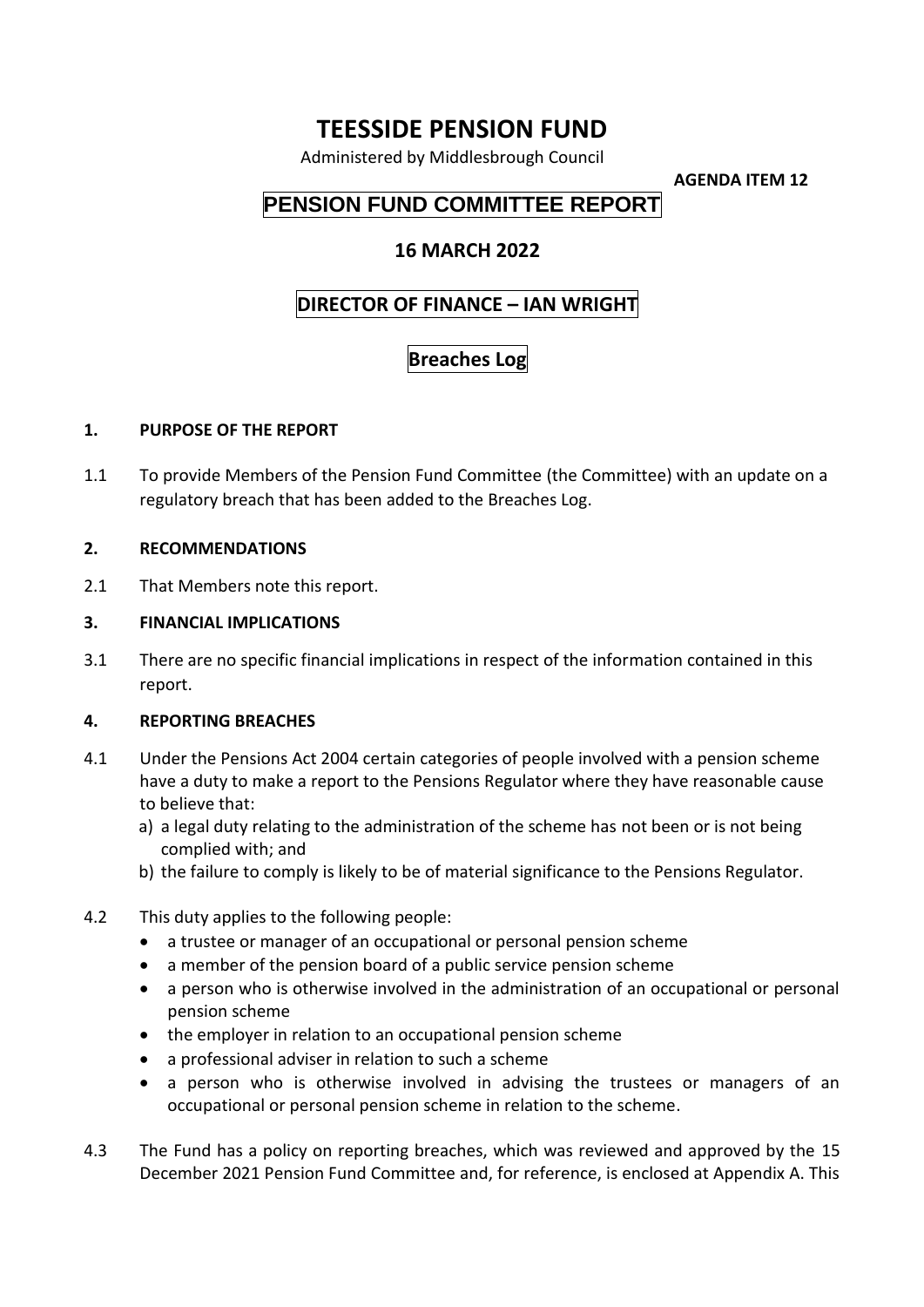# TEESSIDE PENSION FUND

Administered by Middlesbrough Council

**AGENDA ITEM 12**

## PENSION FUND COMMITTEE REPORT

## 16 MARCH 2022

## DIRECTOR OF FINANCE – IAN WRIGHT

## Breaches Log

### 1. PURPOSE OF THE REPORT

1.1 To provide Members of the Pension Fund Committee (the Committee) with an update on a regulatory breach that has been added to the Breaches Log.

### 2. RECOMMENDATIONS

2.1 That Members note this report.

### 3. FINANCIAL IMPLICATIONS

3.1 There are no specific financial implications in respect of the information contained in this report.

### 4. REPORTING BREACHES

4.1 Under the Pensions Act 2004 certain categories of people involved with a pension scheme have a duty to make a report to the Pensions Regulator where they have reasonable cause to believe that:

a) a legal duty relating to the administration of the scheme has not been or is not being complied with; and

b) the failure to comply is likely to be of material significance to the Pensions Regulator.

4.2 This duty applies to the following people:

- a trustee or manager of an occupational or personal pension scheme
- a member of the pension board of a public service pension scheme
- a person who is otherwise involved in the administration of an occupational or personal pension scheme
- the employer in relation to an occupational pension scheme
- a professional adviser in relation to such a scheme
- a person who is otherwise involved in advising the trustees or managers of an occupational or personal pension scheme in relation to the scheme.

4.3 The Fund has a policy on reporting breaches, which was reviewed and approved by the 15 December 2021 Pension Fund Committee and, for reference, is enclosed at Appendix A. This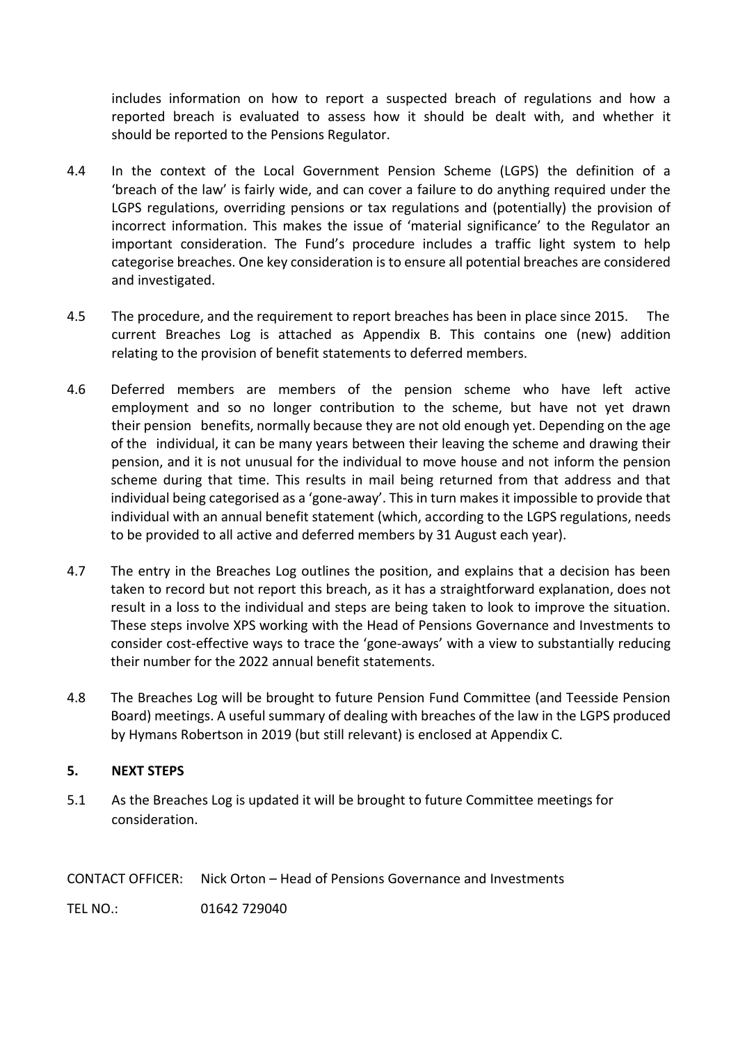includes information on how to report a suspected breach of regulations and how a reported breach is evaluated to assess how it should be dealt with, and whether it should be reported to the Pensions Regulator.

4.4 In the context of the Local Government Pension Scheme (LGPS) the definition of a 'breach of the law' is fairly wide, and can cover a failure to do anything required under the LGPS regulations, overriding pensions or tax regulations and (potentially) the provision of incorrect information. This makes the issue of 'material significance' to the Regulator an important consideration. The Fund's procedure includes a traffic light system to help categorise breaches. One key consideration is to ensure all potential breaches are considered and investigated.

4.5 The procedure, and the requirement to report breaches has been in place since 2015. The current Breaches Log is attached as Appendix B. This contains one (new) addition relating to the provision of benefit statements to deferred members.

4.6 Deferred members are members of the pension scheme who have left active employment and so no longer contribution to the scheme, but have not yet drawn their pension benefits, normally because they are not old enough yet. Depending on the age of the individual, it can be many years between their leaving the scheme and drawing their pension, and it is not unusual for the individual to move house and not inform the pension scheme during that time. This results in mail being returned from that address and that individual being categorised as a 'gone-away'. This in turn makes it impossible to provide that individual with an annual benefit statement (which, according to the LGPS regulations, needs to be provided to all active and deferred members by 31 August each year).

4.7 The entry in the Breaches Log outlines the position, and explains that a decision has been taken to record but not report this breach, as it has a straightforward explanation, does not result in a loss to the individual and steps are being taken to look to improve the situation. These steps involve XPS working with the Head of Pensions Governance and Investments to consider cost-effective ways to trace the 'gone-aways' with a view to substantially reducing their number for the 2022 annual benefit statements.

4.8 The Breaches Log will be brought to future Pension Fund Committee (and Teesside Pension Board) meetings. A useful summary of dealing with breaches of the law in the LGPS produced by Hymans Robertson in 2019 (but still relevant) is enclosed at Appendix C.

## 5. NEXT STEPS

5.1 As the Breaches Log is updated it will be brought to future Committee meetings for consideration.

CONTACT OFFICER: Nick Orton – Head of Pensions Governance and Investments

TEL NO.: 01642 729040